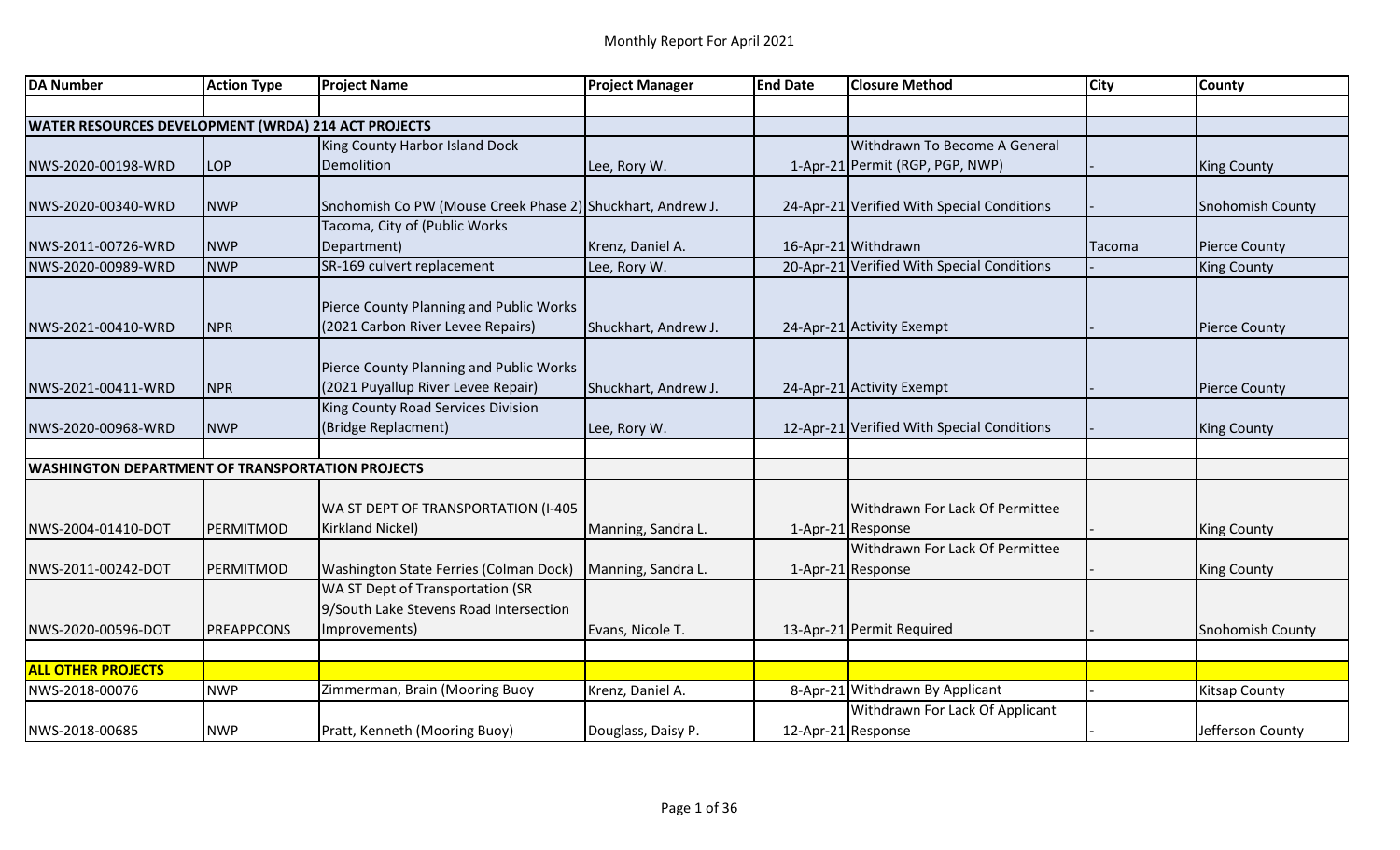# Monthly Report For April 2021

| DA Number | Action Type | Project Name | Project Manager | End Date | Closure Method | City | County |
|---|---|---|---|---|---|---|---|
| **WATER RESOURCES DEVELOPMENT (WRDA) 214 ACT PROJECTS** | | | | | | | |
| NWS-2020-00198-WRD | LOP | King County Harbor Island Dock Demolition | Lee, Rory W. | 1-Apr-21 | Withdrawn To Become A General Permit (RGP, PGP, NWP) | - | King County |
| NWS-2020-00340-WRD | NWP | Snohomish Co PW (Mouse Creek Phase 2) | Shuckhart, Andrew J. | 24-Apr-21 | Verified With Special Conditions | - | Snohomish County |
| NWS-2011-00726-WRD | NWP | Tacoma, City of (Public Works Department) | Krenz, Daniel A. | 16-Apr-21 | Withdrawn | Tacoma | Pierce County |
| NWS-2020-00989-WRD | NWP | SR-169 culvert replacement | Lee, Rory W. | 20-Apr-21 | Verified With Special Conditions | - | King County |
| NWS-2021-00410-WRD | NPR | Pierce County Planning and Public Works (2021 Carbon River Levee Repairs) | Shuckhart, Andrew J. | 24-Apr-21 | Activity Exempt | - | Pierce County |
| NWS-2021-00411-WRD | NPR | Pierce County Planning and Public Works (2021 Puyallup River Levee Repair) | Shuckhart, Andrew J. | 24-Apr-21 | Activity Exempt | - | Pierce County |
| NWS-2020-00968-WRD | NWP | King County Road Services Division (Bridge Replacment) | Lee, Rory W. | 12-Apr-21 | Verified With Special Conditions | - | King County |
| **WASHINGTON DEPARTMENT OF TRANSPORTATION PROJECTS** | | | | | | | |
| NWS-2004-01410-DOT | PERMITMOD | WA ST DEPT OF TRANSPORTATION (I-405 Kirkland Nickel) | Manning, Sandra L. | 1-Apr-21 | Withdrawn For Lack Of Permittee Response | - | King County |
| NWS-2011-00242-DOT | PERMITMOD | Washington State Ferries (Colman Dock) | Manning, Sandra L. | 1-Apr-21 | Withdrawn For Lack Of Permittee Response | - | King County |
| NWS-2020-00596-DOT | PREAPPCONS | WA ST Dept of Transportation (SR 9/South Lake Stevens Road Intersection Improvements) | Evans, Nicole T. | 13-Apr-21 | Permit Required | - | Snohomish County |
| **ALL OTHER PROJECTS** | | | | | | | |
| NWS-2018-00076 | NWP | Zimmerman, Brain (Mooring Buoy | Krenz, Daniel A. | 8-Apr-21 | Withdrawn By Applicant | - | Kitsap County |
| NWS-2018-00685 | NWP | Pratt, Kenneth (Mooring Buoy) | Douglass, Daisy P. | 12-Apr-21 | Withdrawn For Lack Of Applicant Response | - | Jefferson County |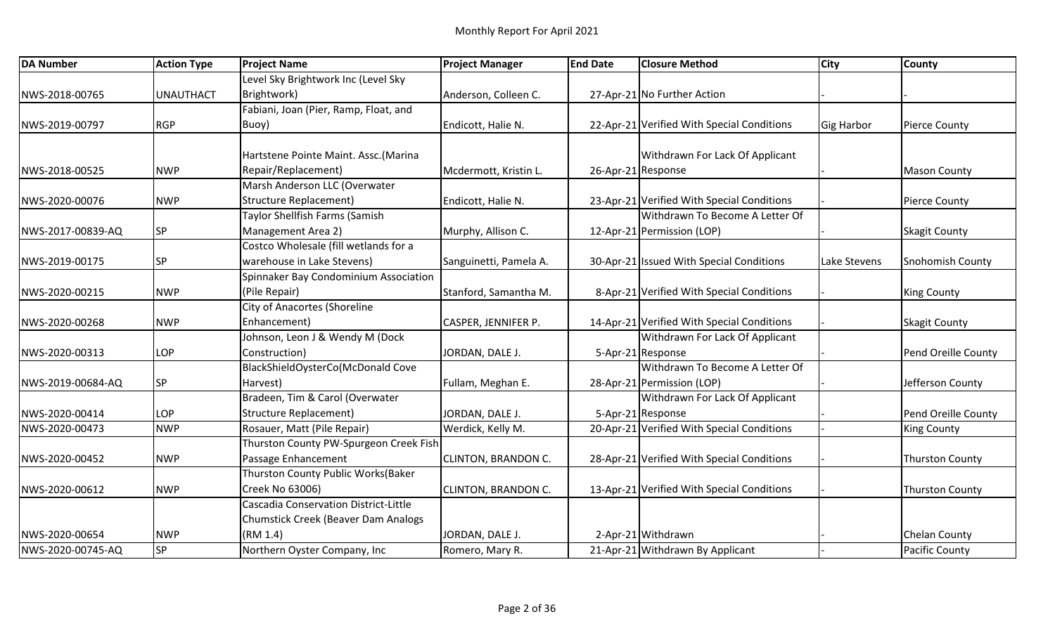# Monthly Report For April 2021

| DA Number | Action Type | Project Name | Project Manager | End Date | Closure Method | City | County |
|---|---|---|---|---|---|---|---|
| NWS-2018-00765 | UNAUTHACT | Level Sky Brightwork Inc (Level Sky Brightwork) | Anderson, Colleen C. | 27-Apr-21 | No Further Action | - | - |
| NWS-2019-00797 | RGP | Fabiani, Joan (Pier, Ramp, Float, and Buoy) | Endicott, Halie N. | 22-Apr-21 | Verified With Special Conditions | Gig Harbor | Pierce County |
| NWS-2018-00525 | NWP | Hartstene Pointe Maint. Assc.(Marina Repair/Replacement) | Mcdermott, Kristin L. | 26-Apr-21 | Withdrawn For Lack Of Applicant Response | - | Mason County |
| NWS-2020-00076 | NWP | Marsh Anderson LLC (Overwater Structure Replacement) | Endicott, Halie N. | 23-Apr-21 | Verified With Special Conditions | - | Pierce County |
| NWS-2017-00839-AQ | SP | Taylor Shellfish Farms (Samish Management Area 2) | Murphy, Allison C. | 12-Apr-21 | Withdrawn To Become A Letter Of Permission (LOP) | - | Skagit County |
| NWS-2019-00175 | SP | Costco Wholesale (fill wetlands for a warehouse in Lake Stevens) | Sanguinetti, Pamela A. | 30-Apr-21 | Issued With Special Conditions | Lake Stevens | Snohomish County |
| NWS-2020-00215 | NWP | Spinnaker Bay Condominium Association (Pile Repair) | Stanford, Samantha M. | 8-Apr-21 | Verified With Special Conditions | - | King County |
| NWS-2020-00268 | NWP | City of Anacortes (Shoreline Enhancement) | CASPER, JENNIFER P. | 14-Apr-21 | Verified With Special Conditions | - | Skagit County |
| NWS-2020-00313 | LOP | Johnson, Leon J & Wendy M (Dock Construction) | JORDAN, DALE J. | 5-Apr-21 | Withdrawn For Lack Of Applicant Response | - | Pend Oreille County |
| NWS-2019-00684-AQ | SP | BlackShieldOysterCo(McDonald Cove Harvest) | Fullam, Meghan E. | 28-Apr-21 | Withdrawn To Become A Letter Of Permission (LOP) | - | Jefferson County |
| NWS-2020-00414 | LOP | Bradeen, Tim & Carol (Overwater Structure Replacement) | JORDAN, DALE J. | 5-Apr-21 | Withdrawn For Lack Of Applicant Response | - | Pend Oreille County |
| NWS-2020-00473 | NWP | Rosauer, Matt (Pile Repair) | Werdick, Kelly M. | 20-Apr-21 | Verified With Special Conditions | - | King County |
| NWS-2020-00452 | NWP | Thurston County PW-Spurgeon Creek Fish Passage Enhancement | CLINTON, BRANDON C. | 28-Apr-21 | Verified With Special Conditions | - | Thurston County |
| NWS-2020-00612 | NWP | Thurston County Public Works(Baker Creek No 63006) | CLINTON, BRANDON C. | 13-Apr-21 | Verified With Special Conditions | - | Thurston County |
| NWS-2020-00654 | NWP | Cascadia Conservation District-Little Chumstick Creek (Beaver Dam Analogs (RM 1.4) | JORDAN, DALE J. | 2-Apr-21 | Withdrawn | - | Chelan County |
| NWS-2020-00745-AQ | SP | Northern Oyster Company, Inc | Romero, Mary R. | 21-Apr-21 | Withdrawn By Applicant | - | Pacific County |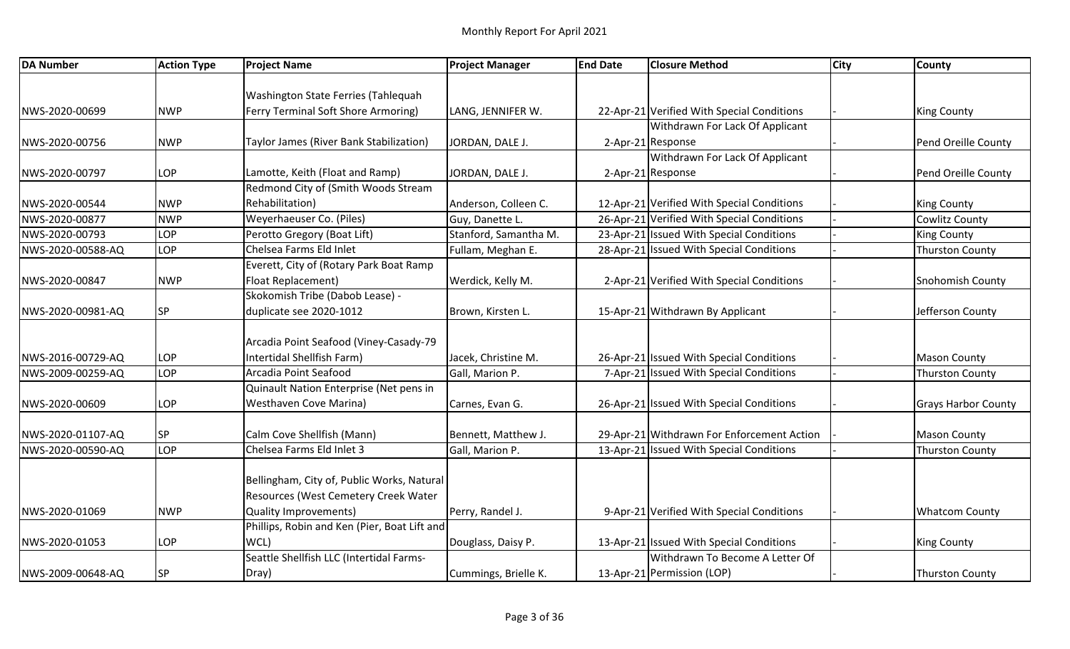# Monthly Report For April 2021

| DA Number | Action Type | Project Name | Project Manager | End Date | Closure Method | City | County |
|---|---|---|---|---|---|---|---|
| NWS-2020-00699 | NWP | Washington State Ferries (Tahlequah Ferry Terminal Soft Shore Armoring) | LANG, JENNIFER W. | 22-Apr-21 | Verified With Special Conditions | - | King County |
| NWS-2020-00756 | NWP | Taylor James (River Bank Stabilization) | JORDAN, DALE J. | 2-Apr-21 | Withdrawn For Lack Of Applicant Response | - | Pend Oreille County |
| NWS-2020-00797 | LOP | Lamotte, Keith (Float and Ramp) | JORDAN, DALE J. | 2-Apr-21 | Withdrawn For Lack Of Applicant Response | - | Pend Oreille County |
| NWS-2020-00544 | NWP | Redmond City of (Smith Woods Stream Rehabilitation) | Anderson, Colleen C. | 12-Apr-21 | Verified With Special Conditions | - | King County |
| NWS-2020-00877 | NWP | Weyerhaeuser Co. (Piles) | Guy, Danette L. | 26-Apr-21 | Verified With Special Conditions | - | Cowlitz County |
| NWS-2020-00793 | LOP | Perotto Gregory (Boat Lift) | Stanford, Samantha M. | 23-Apr-21 | Issued With Special Conditions | - | King County |
| NWS-2020-00588-AQ | LOP | Chelsea Farms Eld Inlet | Fullam, Meghan E. | 28-Apr-21 | Issued With Special Conditions | - | Thurston County |
| NWS-2020-00847 | NWP | Everett, City of (Rotary Park Boat Ramp Float Replacement) | Werdick, Kelly M. | 2-Apr-21 | Verified With Special Conditions | - | Snohomish County |
| NWS-2020-00981-AQ | SP | Skokomish Tribe (Dabob Lease) - duplicate see 2020-1012 | Brown, Kirsten L. | 15-Apr-21 | Withdrawn By Applicant | - | Jefferson County |
| NWS-2016-00729-AQ | LOP | Arcadia Point Seafood (Viney-Casady-79 Intertidal Shellfish Farm) | Jacek, Christine M. | 26-Apr-21 | Issued With Special Conditions | - | Mason County |
| NWS-2009-00259-AQ | LOP | Arcadia Point Seafood | Gall, Marion P. | 7-Apr-21 | Issued With Special Conditions | - | Thurston County |
| NWS-2020-00609 | LOP | Quinault Nation Enterprise (Net pens in Westhaven Cove Marina) | Carnes, Evan G. | 26-Apr-21 | Issued With Special Conditions | - | Grays Harbor County |
| NWS-2020-01107-AQ | SP | Calm Cove Shellfish (Mann) | Bennett, Matthew J. | 29-Apr-21 | Withdrawn For Enforcement Action | - | Mason County |
| NWS-2020-00590-AQ | LOP | Chelsea Farms Eld Inlet 3 | Gall, Marion P. | 13-Apr-21 | Issued With Special Conditions | - | Thurston County |
| NWS-2020-01069 | NWP | Bellingham, City of, Public Works, Natural Resources (West Cemetery Creek Water Quality Improvements) | Perry, Randel J. | 9-Apr-21 | Verified With Special Conditions | - | Whatcom County |
| NWS-2020-01053 | LOP | Phillips, Robin and Ken (Pier, Boat Lift and WCL) | Douglass, Daisy P. | 13-Apr-21 | Issued With Special Conditions | - | King County |
| NWS-2009-00648-AQ | SP | Seattle Shellfish LLC (Intertidal Farms-Dray) | Cummings, Brielle K. | 13-Apr-21 | Withdrawn To Become A Letter Of Permission (LOP) | - | Thurston County |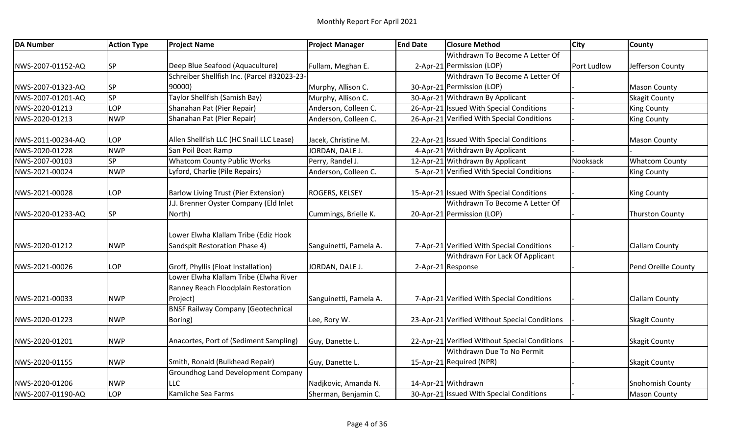Monthly Report For April 2021

| DA Number | Action Type | Project Name | Project Manager | End Date | Closure Method | City | County |
|---|---|---|---|---|---|---|---|
| NWS-2007-01152-AQ | SP | Deep Blue Seafood (Aquaculture) | Fullam, Meghan E. | 2-Apr-21 | Withdrawn To Become A Letter Of Permission (LOP) | Port Ludlow | Jefferson County |
| NWS-2007-01323-AQ | SP | Schreiber Shellfish Inc. (Parcel #32023-23-90000) | Murphy, Allison C. | 30-Apr-21 | Withdrawn To Become A Letter Of Permission (LOP) | - | Mason County |
| NWS-2007-01201-AQ | SP | Taylor Shellfish (Samish Bay) | Murphy, Allison C. | 30-Apr-21 | Withdrawn By Applicant | - | Skagit County |
| NWS-2020-01213 | LOP | Shanahan Pat (Pier Repair) | Anderson, Colleen C. | 26-Apr-21 | Issued With Special Conditions | - | King County |
| NWS-2020-01213 | NWP | Shanahan Pat (Pier Repair) | Anderson, Colleen C. | 26-Apr-21 | Verified With Special Conditions | - | King County |
| NWS-2011-00234-AQ | LOP | Allen Shellfish LLC (HC Snail LLC Lease) | Jacek, Christine M. | 22-Apr-21 | Issued With Special Conditions | - | Mason County |
| NWS-2020-01228 | NWP | San Poil Boat Ramp | JORDAN, DALE J. | 4-Apr-21 | Withdrawn By Applicant | - | - |
| NWS-2007-00103 | SP | Whatcom County Public Works | Perry, Randel J. | 12-Apr-21 | Withdrawn By Applicant | Nooksack | Whatcom County |
| NWS-2021-00024 | NWP | Lyford, Charlie (Pile Repairs) | Anderson, Colleen C. | 5-Apr-21 | Verified With Special Conditions | - | King County |
| NWS-2021-00028 | LOP | Barlow Living Trust (Pier Extension) | ROGERS, KELSEY | 15-Apr-21 | Issued With Special Conditions | - | King County |
| NWS-2020-01233-AQ | SP | J.J. Brenner Oyster Company (Eld Inlet North) | Cummings, Brielle K. | 20-Apr-21 | Withdrawn To Become A Letter Of Permission (LOP) | - | Thurston County |
| NWS-2020-01212 | NWP | Lower Elwha Klallam Tribe (Ediz Hook Sandspit Restoration Phase 4) | Sanguinetti, Pamela A. | 7-Apr-21 | Verified With Special Conditions | - | Clallam County |
| NWS-2021-00026 | LOP | Groff, Phyllis (Float Installation) | JORDAN, DALE J. | 2-Apr-21 | Withdrawn For Lack Of Applicant Response | - | Pend Oreille County |
| NWS-2021-00033 | NWP | Lower Elwha Klallam Tribe (Elwha River Ranney Reach Floodplain Restoration Project) | Sanguinetti, Pamela A. | 7-Apr-21 | Verified With Special Conditions | - | Clallam County |
| NWS-2020-01223 | NWP | BNSF Railway Company (Geotechnical Boring) | Lee, Rory W. | 23-Apr-21 | Verified Without Special Conditions | - | Skagit County |
| NWS-2020-01201 | NWP | Anacortes, Port of (Sediment Sampling) | Guy, Danette L. | 22-Apr-21 | Verified Without Special Conditions | - | Skagit County |
| NWS-2020-01155 | NWP | Smith, Ronald (Bulkhead Repair) | Guy, Danette L. | 15-Apr-21 | Withdrawn Due To No Permit Required (NPR) | - | Skagit County |
| NWS-2020-01206 | NWP | Groundhog Land Development Company LLC | Nadjkovic, Amanda N. | 14-Apr-21 | Withdrawn | - | Snohomish County |
| NWS-2007-01190-AQ | LOP | Kamilche Sea Farms | Sherman, Benjamin C. | 30-Apr-21 | Issued With Special Conditions | - | Mason County |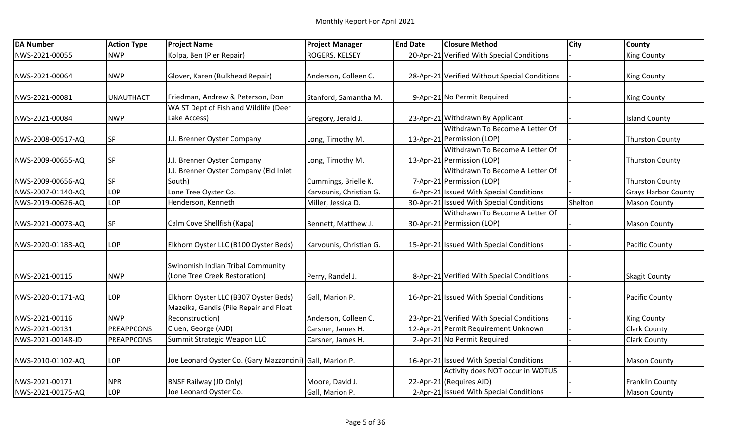# Monthly Report For April 2021

| DA Number | Action Type | Project Name | Project Manager | End Date | Closure Method | City | County |
|---|---|---|---|---|---|---|---|
| NWS-2021-00055 | NWP | Kolpa, Ben (Pier Repair) | ROGERS, KELSEY | 20-Apr-21 | Verified With Special Conditions | - | King County |
| NWS-2021-00064 | NWP | Glover, Karen (Bulkhead Repair) | Anderson, Colleen C. | 28-Apr-21 | Verified Without Special Conditions | - | King County |
| NWS-2021-00081 | UNAUTHACT | Friedman, Andrew & Peterson, Don | Stanford, Samantha M. | 9-Apr-21 | No Permit Required | - | King County |
| NWS-2021-00084 | NWP | WA ST Dept of Fish and Wildlife (Deer Lake Access) | Gregory, Jerald J. | 23-Apr-21 | Withdrawn By Applicant | - | Island County |
| NWS-2008-00517-AQ | SP | J.J. Brenner Oyster Company | Long, Timothy M. | 13-Apr-21 | Withdrawn To Become A Letter Of Permission (LOP) | - | Thurston County |
| NWS-2009-00655-AQ | SP | J.J. Brenner Oyster Company | Long, Timothy M. | 13-Apr-21 | Withdrawn To Become A Letter Of Permission (LOP) | - | Thurston County |
| NWS-2009-00656-AQ | SP | J.J. Brenner Oyster Company (Eld Inlet South) | Cummings, Brielle K. | 7-Apr-21 | Withdrawn To Become A Letter Of Permission (LOP) | - | Thurston County |
| NWS-2007-01140-AQ | LOP | Lone Tree Oyster Co. | Karvounis, Christian G. | 6-Apr-21 | Issued With Special Conditions | - | Grays Harbor County |
| NWS-2019-00626-AQ | LOP | Henderson, Kenneth | Miller, Jessica D. | 30-Apr-21 | Issued With Special Conditions | Shelton | Mason County |
| NWS-2021-00073-AQ | SP | Calm Cove Shellfish (Kapa) | Bennett, Matthew J. | 30-Apr-21 | Withdrawn To Become A Letter Of Permission (LOP) | - | Mason County |
| NWS-2020-01183-AQ | LOP | Elkhorn Oyster LLC (B100 Oyster Beds) | Karvounis, Christian G. | 15-Apr-21 | Issued With Special Conditions | - | Pacific County |
| NWS-2021-00115 | NWP | Swinomish Indian Tribal Community (Lone Tree Creek Restoration) | Perry, Randel J. | 8-Apr-21 | Verified With Special Conditions | - | Skagit County |
| NWS-2020-01171-AQ | LOP | Elkhorn Oyster LLC (B307 Oyster Beds) | Gall, Marion P. | 16-Apr-21 | Issued With Special Conditions | - | Pacific County |
| NWS-2021-00116 | NWP | Mazeika, Gandis (Pile Repair and Float Reconstruction) | Anderson, Colleen C. | 23-Apr-21 | Verified With Special Conditions | - | King County |
| NWS-2021-00131 | PREAPPCONS | Cluen, George (AJD) | Carsner, James H. | 12-Apr-21 | Permit Requirement Unknown | - | Clark County |
| NWS-2021-00148-JD | PREAPPCONS | Summit Strategic Weapon LLC | Carsner, James H. | 2-Apr-21 | No Permit Required | - | Clark County |
| NWS-2010-01102-AQ | LOP | Joe Leonard Oyster Co. (Gary Mazzoncini) | Gall, Marion P. | 16-Apr-21 | Issued With Special Conditions | - | Mason County |
| NWS-2021-00171 | NPR | BNSF Railway (JD Only) | Moore, David J. | 22-Apr-21 | Activity does NOT occur in WOTUS (Requires AJD) | - | Franklin County |
| NWS-2021-00175-AQ | LOP | Joe Leonard Oyster Co. | Gall, Marion P. | 2-Apr-21 | Issued With Special Conditions | - | Mason County |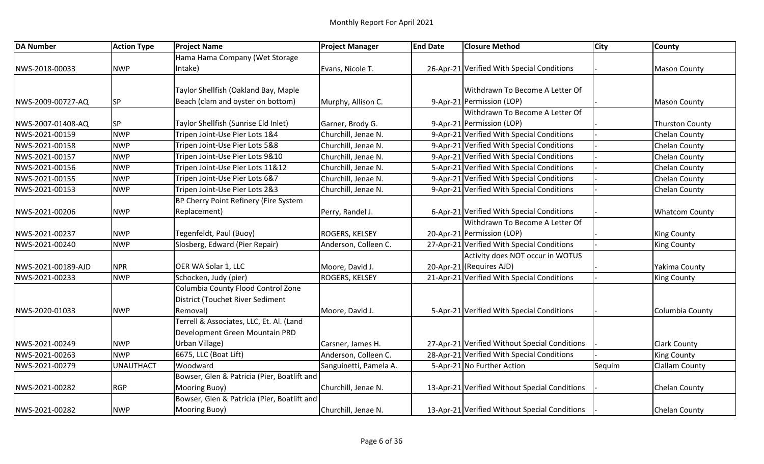# Monthly Report For April 2021

| DA Number | Action Type | Project Name | Project Manager | End Date | Closure Method | City | County |
|---|---|---|---|---|---|---|---|
| NWS-2018-00033 | NWP | Hama Hama Company (Wet Storage Intake) | Evans, Nicole T. | 26-Apr-21 | Verified With Special Conditions | - | Mason County |
| NWS-2009-00727-AQ | SP | Taylor Shellfish (Oakland Bay, Maple Beach (clam and oyster on bottom) | Murphy, Allison C. | 9-Apr-21 | Withdrawn To Become A Letter Of Permission (LOP) | - | Mason County |
| NWS-2007-01408-AQ | SP | Taylor Shellfish (Sunrise Eld Inlet) | Garner, Brody G. | 9-Apr-21 | Withdrawn To Become A Letter Of Permission (LOP) | - | Thurston County |
| NWS-2021-00159 | NWP | Tripen Joint-Use Pier Lots 1&4 | Churchill, Jenae N. | 9-Apr-21 | Verified With Special Conditions | - | Chelan County |
| NWS-2021-00158 | NWP | Tripen Joint-Use Pier Lots 5&8 | Churchill, Jenae N. | 9-Apr-21 | Verified With Special Conditions | - | Chelan County |
| NWS-2021-00157 | NWP | Tripen Joint-Use Pier Lots 9&10 | Churchill, Jenae N. | 9-Apr-21 | Verified With Special Conditions | - | Chelan County |
| NWS-2021-00156 | NWP | Tripen Joint-Use Pier Lots 11&12 | Churchill, Jenae N. | 5-Apr-21 | Verified With Special Conditions | - | Chelan County |
| NWS-2021-00155 | NWP | Tripen Joint-Use Pier Lots 6&7 | Churchill, Jenae N. | 9-Apr-21 | Verified With Special Conditions | - | Chelan County |
| NWS-2021-00153 | NWP | Tripen Joint-Use Pier Lots 2&3 | Churchill, Jenae N. | 9-Apr-21 | Verified With Special Conditions | - | Chelan County |
| NWS-2021-00206 | NWP | BP Cherry Point Refinery (Fire System Replacement) | Perry, Randel J. | 6-Apr-21 | Verified With Special Conditions | - | Whatcom County |
| NWS-2021-00237 | NWP | Tegenfeldt, Paul (Buoy) | ROGERS, KELSEY | 20-Apr-21 | Withdrawn To Become A Letter Of Permission (LOP) | - | King County |
| NWS-2021-00240 | NWP | Slosberg, Edward (Pier Repair) | Anderson, Colleen C. | 27-Apr-21 | Verified With Special Conditions | - | King County |
| NWS-2021-00189-AJD | NPR | OER WA Solar 1, LLC | Moore, David J. | 20-Apr-21 | Activity does NOT occur in WOTUS (Requires AJD) | - | Yakima County |
| NWS-2021-00233 | NWP | Schocken, Judy (pier) | ROGERS, KELSEY | 21-Apr-21 | Verified With Special Conditions | - | King County |
| NWS-2020-01033 | NWP | Columbia County Flood Control Zone District (Touchet River Sediment Removal) | Moore, David J. | 5-Apr-21 | Verified With Special Conditions | - | Columbia County |
| NWS-2021-00249 | NWP | Terrell & Associates, LLC, Et. Al. (Land Development Green Mountain PRD Urban Village) | Carsner, James H. | 27-Apr-21 | Verified Without Special Conditions | - | Clark County |
| NWS-2021-00263 | NWP | 6675, LLC (Boat Lift) | Anderson, Colleen C. | 28-Apr-21 | Verified With Special Conditions | - | King County |
| NWS-2021-00279 | UNAUTHACT | Woodward | Sanguinetti, Pamela A. | 5-Apr-21 | No Further Action | Sequim | Clallam County |
| NWS-2021-00282 | RGP | Bowser, Glen & Patricia (Pier, Boatlift and Mooring Buoy) | Churchill, Jenae N. | 13-Apr-21 | Verified Without Special Conditions | - | Chelan County |
| NWS-2021-00282 | NWP | Bowser, Glen & Patricia (Pier, Boatlift and Mooring Buoy) | Churchill, Jenae N. | 13-Apr-21 | Verified Without Special Conditions | - | Chelan County |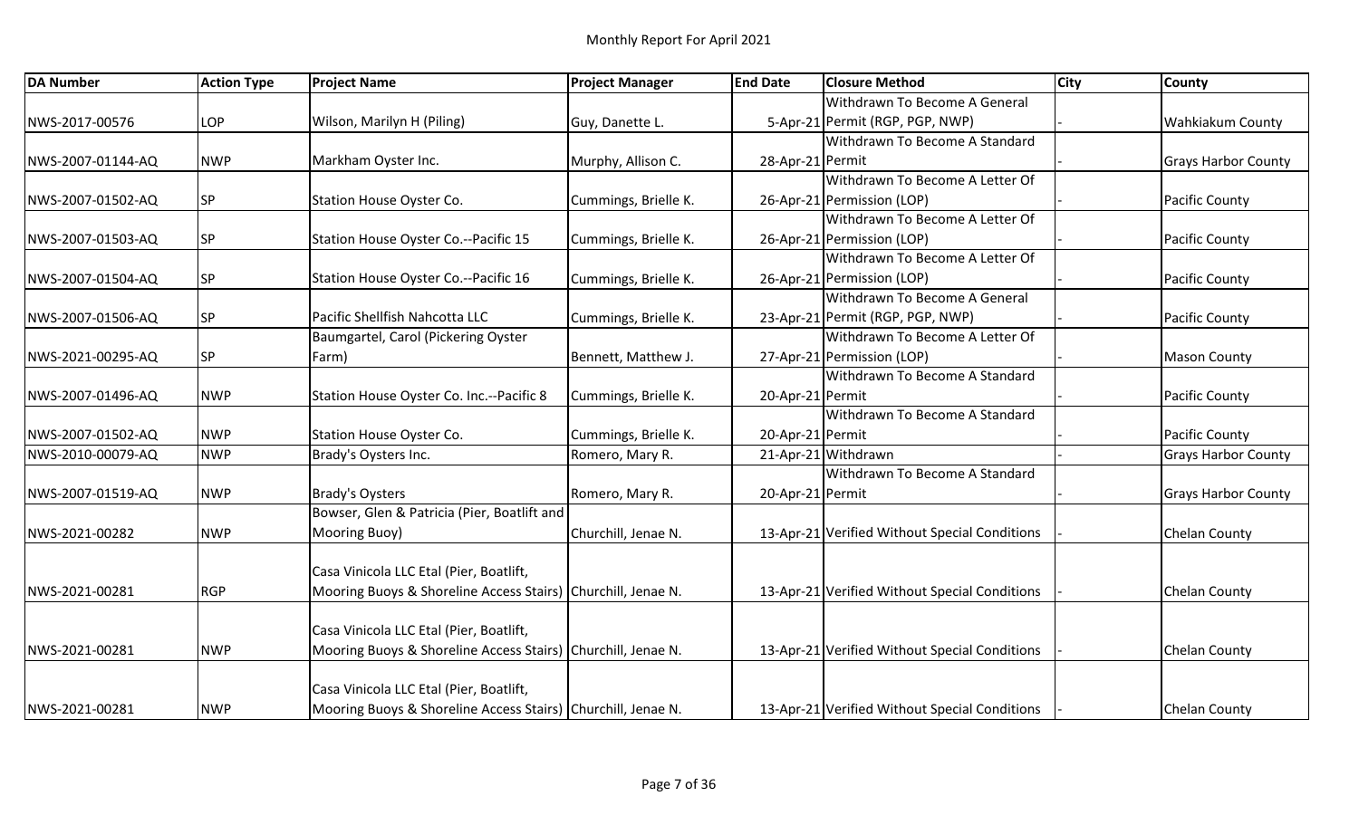# Monthly Report For April 2021

| DA Number | Action Type | Project Name | Project Manager | End Date | Closure Method | City | County |
|---|---|---|---|---|---|---|---|
| NWS-2017-00576 | LOP | Wilson, Marilyn H (Piling) | Guy, Danette L. | 5-Apr-21 | Withdrawn To Become A General Permit (RGP, PGP, NWP) | - | Wahkiakum County |
| NWS-2007-01144-AQ | NWP | Markham Oyster Inc. | Murphy, Allison C. | 28-Apr-21 | Withdrawn To Become A Standard Permit | - | Grays Harbor County |
| NWS-2007-01502-AQ | SP | Station House Oyster Co. | Cummings, Brielle K. | 26-Apr-21 | Withdrawn To Become A Letter Of Permission (LOP) | - | Pacific County |
| NWS-2007-01503-AQ | SP | Station House Oyster Co.--Pacific 15 | Cummings, Brielle K. | 26-Apr-21 | Withdrawn To Become A Letter Of Permission (LOP) | - | Pacific County |
| NWS-2007-01504-AQ | SP | Station House Oyster Co.--Pacific 16 | Cummings, Brielle K. | 26-Apr-21 | Withdrawn To Become A Letter Of Permission (LOP) | - | Pacific County |
| NWS-2007-01506-AQ | SP | Pacific Shellfish Nahcotta LLC | Cummings, Brielle K. | 23-Apr-21 | Withdrawn To Become A General Permit (RGP, PGP, NWP) | - | Pacific County |
| NWS-2021-00295-AQ | SP | Baumgartel, Carol (Pickering Oyster Farm) | Bennett, Matthew J. | 27-Apr-21 | Withdrawn To Become A Letter Of Permission (LOP) | - | Mason County |
| NWS-2007-01496-AQ | NWP | Station House Oyster Co. Inc.--Pacific 8 | Cummings, Brielle K. | 20-Apr-21 | Withdrawn To Become A Standard Permit | - | Pacific County |
| NWS-2007-01502-AQ | NWP | Station House Oyster Co. | Cummings, Brielle K. | 20-Apr-21 | Withdrawn To Become A Standard Permit | - | Pacific County |
| NWS-2010-00079-AQ | NWP | Brady's Oysters Inc. | Romero, Mary R. | 21-Apr-21 | Withdrawn | - | Grays Harbor County |
| NWS-2007-01519-AQ | NWP | Brady's Oysters | Romero, Mary R. | 20-Apr-21 | Withdrawn To Become A Standard Permit | - | Grays Harbor County |
| NWS-2021-00282 | NWP | Bowser, Glen & Patricia (Pier, Boatlift and Mooring Buoy) | Churchill, Jenae N. | 13-Apr-21 | Verified Without Special Conditions | - | Chelan County |
| NWS-2021-00281 | RGP | Casa Vinicola LLC Etal (Pier, Boatlift, Mooring Buoys & Shoreline Access Stairs) | Churchill, Jenae N. | 13-Apr-21 | Verified Without Special Conditions | - | Chelan County |
| NWS-2021-00281 | NWP | Casa Vinicola LLC Etal (Pier, Boatlift, Mooring Buoys & Shoreline Access Stairs) | Churchill, Jenae N. | 13-Apr-21 | Verified Without Special Conditions | - | Chelan County |
| NWS-2021-00281 | NWP | Casa Vinicola LLC Etal (Pier, Boatlift, Mooring Buoys & Shoreline Access Stairs) | Churchill, Jenae N. | 13-Apr-21 | Verified Without Special Conditions | - | Chelan County |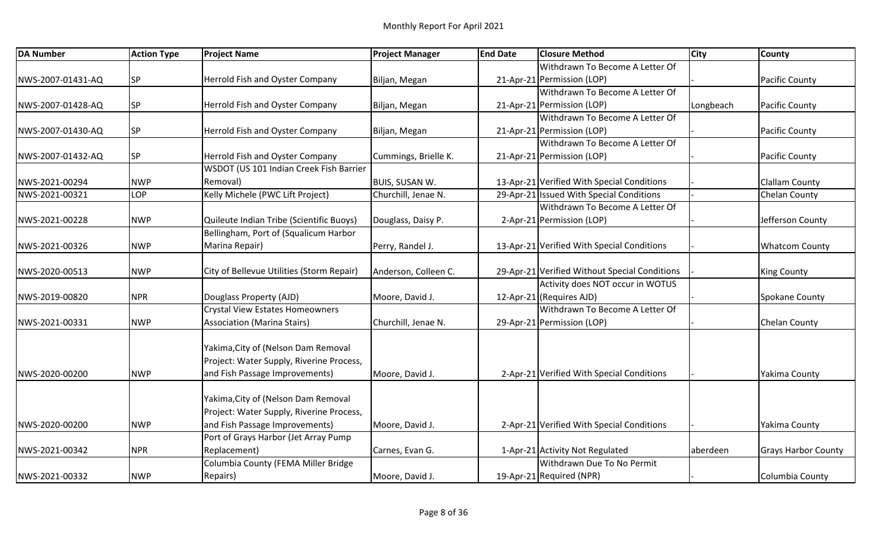Monthly Report For April 2021

| DA Number | Action Type | Project Name | Project Manager | End Date | Closure Method | City | County |
|---|---|---|---|---|---|---|---|
| NWS-2007-01431-AQ | SP | Herrold Fish and Oyster Company | Biljan, Megan | 21-Apr-21 | Withdrawn To Become A Letter Of Permission (LOP) | - | Pacific County |
| NWS-2007-01428-AQ | SP | Herrold Fish and Oyster Company | Biljan, Megan | 21-Apr-21 | Withdrawn To Become A Letter Of Permission (LOP) | Longbeach | Pacific County |
| NWS-2007-01430-AQ | SP | Herrold Fish and Oyster Company | Biljan, Megan | 21-Apr-21 | Withdrawn To Become A Letter Of Permission (LOP) | - | Pacific County |
| NWS-2007-01432-AQ | SP | Herrold Fish and Oyster Company | Cummings, Brielle K. | 21-Apr-21 | Withdrawn To Become A Letter Of Permission (LOP) | - | Pacific County |
| NWS-2021-00294 | NWP | WSDOT (US 101 Indian Creek Fish Barrier Removal) | BUIS, SUSAN W. | 13-Apr-21 | Verified With Special Conditions | - | Clallam County |
| NWS-2021-00321 | LOP | Kelly Michele (PWC Lift Project) | Churchill, Jenae N. | 29-Apr-21 | Issued With Special Conditions | - | Chelan County |
| NWS-2021-00228 | NWP | Quileute Indian Tribe (Scientific Buoys) | Douglass, Daisy P. | 2-Apr-21 | Withdrawn To Become A Letter Of Permission (LOP) | - | Jefferson County |
| NWS-2021-00326 | NWP | Bellingham, Port of (Squalicum Harbor Marina Repair) | Perry, Randel J. | 13-Apr-21 | Verified With Special Conditions | - | Whatcom County |
| NWS-2020-00513 | NWP | City of Bellevue Utilities (Storm Repair) | Anderson, Colleen C. | 29-Apr-21 | Verified Without Special Conditions | - | King County |
| NWS-2019-00820 | NPR | Douglass Property (AJD) | Moore, David J. | 12-Apr-21 | Activity does NOT occur in WOTUS (Requires AJD) | - | Spokane County |
| NWS-2021-00331 | NWP | Crystal View Estates Homeowners Association (Marina Stairs) | Churchill, Jenae N. | 29-Apr-21 | Withdrawn To Become A Letter Of Permission (LOP) | - | Chelan County |
| NWS-2020-00200 | NWP | Yakima,City of (Nelson Dam Removal Project: Water Supply, Riverine Process, and Fish Passage Improvements) | Moore, David J. | 2-Apr-21 | Verified With Special Conditions | - | Yakima County |
| NWS-2020-00200 | NWP | Yakima,City of (Nelson Dam Removal Project: Water Supply, Riverine Process, and Fish Passage Improvements) | Moore, David J. | 2-Apr-21 | Verified With Special Conditions | - | Yakima County |
| NWS-2021-00342 | NPR | Port of Grays Harbor (Jet Array Pump Replacement) | Carnes, Evan G. | 1-Apr-21 | Activity Not Regulated | aberdeen | Grays Harbor County |
| NWS-2021-00332 | NWP | Columbia County (FEMA Miller Bridge Repairs) | Moore, David J. | 19-Apr-21 | Withdrawn Due To No Permit Required (NPR) | - | Columbia County |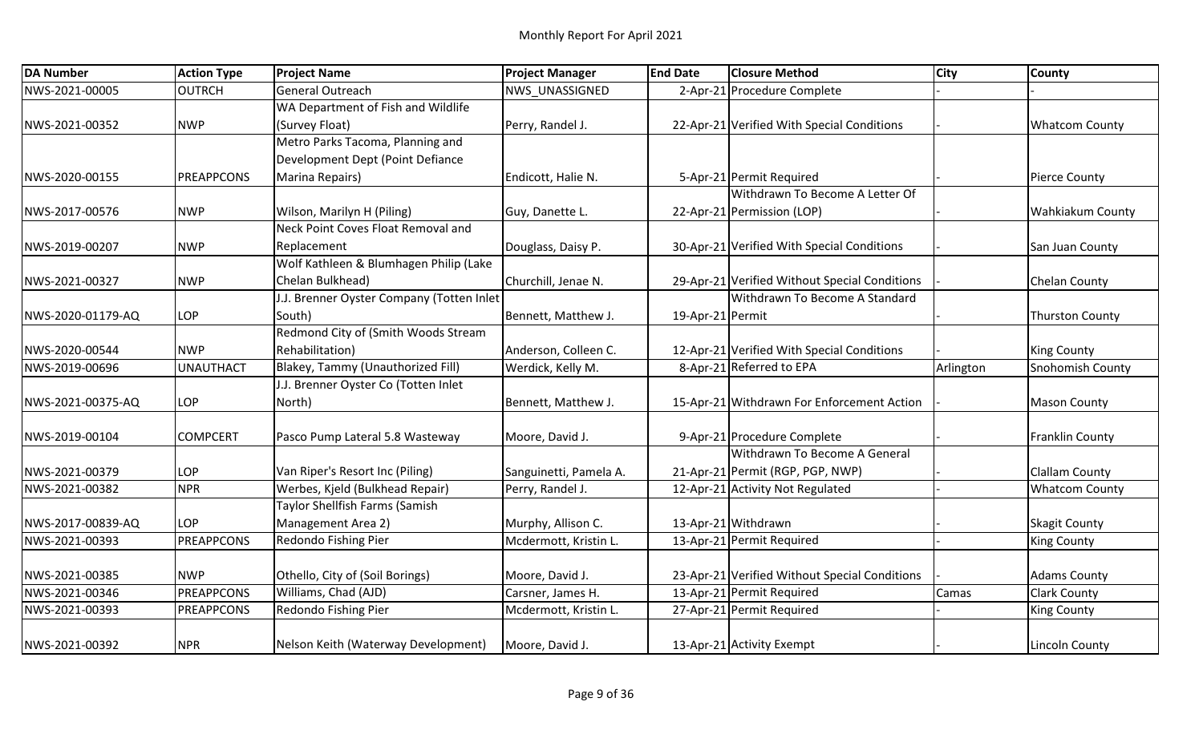# Monthly Report For April 2021

| DA Number | Action Type | Project Name | Project Manager | End Date | Closure Method | City | County |
|---|---|---|---|---|---|---|---|
| NWS-2021-00005 | OUTRCH | General Outreach | NWS_UNASSIGNED | 2-Apr-21 | Procedure Complete | - | - |
| NWS-2021-00352 | NWP | WA Department of Fish and Wildlife (Survey Float) | Perry, Randel J. | 22-Apr-21 | Verified With Special Conditions | - | Whatcom County |
| NWS-2020-00155 | PREAPPCONS | Metro Parks Tacoma, Planning and Development Dept (Point Defiance Marina Repairs) | Endicott, Halie N. | 5-Apr-21 | Permit Required | - | Pierce County |
| NWS-2017-00576 | NWP | Wilson, Marilyn H (Piling) | Guy, Danette L. | 22-Apr-21 | Withdrawn To Become A Letter Of Permission (LOP) | - | Wahkiakum County |
| NWS-2019-00207 | NWP | Neck Point Coves Float Removal and Replacement | Douglass, Daisy P. | 30-Apr-21 | Verified With Special Conditions | - | San Juan County |
| NWS-2021-00327 | NWP | Wolf Kathleen & Blumhagen Philip (Lake Chelan Bulkhead) | Churchill, Jenae N. | 29-Apr-21 | Verified Without Special Conditions | - | Chelan County |
| NWS-2020-01179-AQ | LOP | J.J. Brenner Oyster Company (Totten Inlet South) | Bennett, Matthew J. | 19-Apr-21 | Withdrawn To Become A Standard Permit | - | Thurston County |
| NWS-2020-00544 | NWP | Redmond City of (Smith Woods Stream Rehabilitation) | Anderson, Colleen C. | 12-Apr-21 | Verified With Special Conditions | - | King County |
| NWS-2019-00696 | UNAUTHACT | Blakey, Tammy (Unauthorized Fill) | Werdick, Kelly M. | 8-Apr-21 | Referred to EPA | Arlington | Snohomish County |
| NWS-2021-00375-AQ | LOP | J.J. Brenner Oyster Co (Totten Inlet North) | Bennett, Matthew J. | 15-Apr-21 | Withdrawn For Enforcement Action | - | Mason County |
| NWS-2019-00104 | COMPCERT | Pasco Pump Lateral 5.8 Wasteway | Moore, David J. | 9-Apr-21 | Procedure Complete | - | Franklin County |
| NWS-2021-00379 | LOP | Van Riper's Resort Inc (Piling) | Sanguinetti, Pamela A. | 21-Apr-21 | Withdrawn To Become A General Permit (RGP, PGP, NWP) | - | Clallam County |
| NWS-2021-00382 | NPR | Werbes, Kjeld (Bulkhead Repair) | Perry, Randel J. | 12-Apr-21 | Activity Not Regulated | - | Whatcom County |
| NWS-2017-00839-AQ | LOP | Taylor Shellfish Farms (Samish Management Area 2) | Murphy, Allison C. | 13-Apr-21 | Withdrawn | - | Skagit County |
| NWS-2021-00393 | PREAPPCONS | Redondo Fishing Pier | Mcdermott, Kristin L. | 13-Apr-21 | Permit Required | - | King County |
| NWS-2021-00385 | NWP | Othello, City of (Soil Borings) | Moore, David J. | 23-Apr-21 | Verified Without Special Conditions | - | Adams County |
| NWS-2021-00346 | PREAPPCONS | Williams, Chad (AJD) | Carsner, James H. | 13-Apr-21 | Permit Required | Camas | Clark County |
| NWS-2021-00393 | PREAPPCONS | Redondo Fishing Pier | Mcdermott, Kristin L. | 27-Apr-21 | Permit Required | - | King County |
| NWS-2021-00392 | NPR | Nelson Keith (Waterway Development) | Moore, David J. | 13-Apr-21 | Activity Exempt | - | Lincoln County |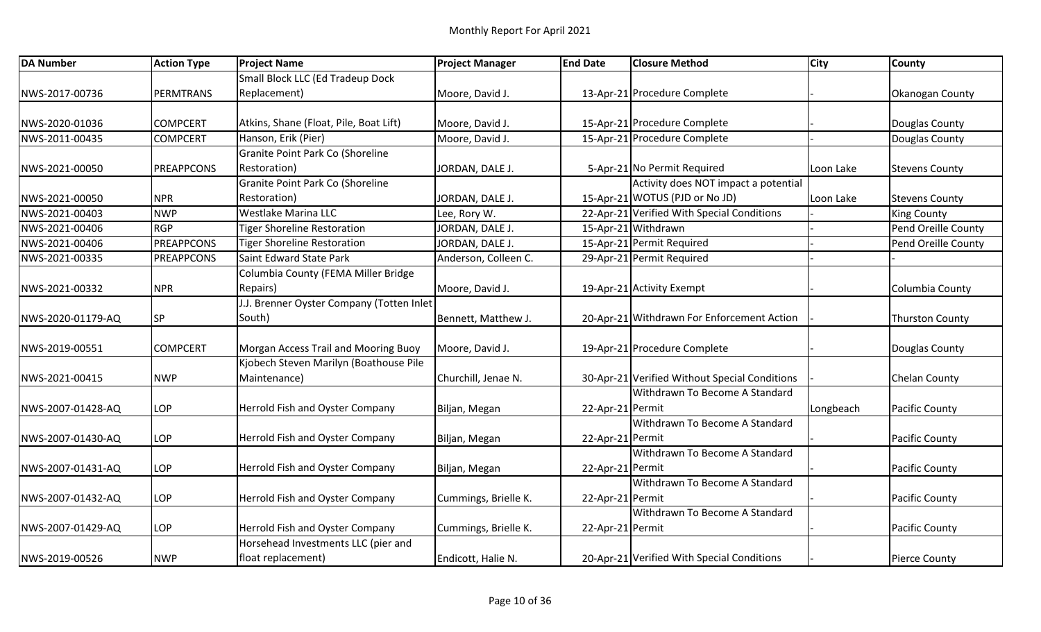# Monthly Report For April 2021

| DA Number | Action Type | Project Name | Project Manager | End Date | Closure Method | City | County |
|---|---|---|---|---|---|---|---|
| NWS-2017-00736 | PERMTRANS | Small Block LLC (Ed Tradeup Dock Replacement) | Moore, David J. | 13-Apr-21 | Procedure Complete | - | Okanogan County |
| NWS-2020-01036 | COMPCERT | Atkins, Shane (Float, Pile, Boat Lift) | Moore, David J. | 15-Apr-21 | Procedure Complete | - | Douglas County |
| NWS-2011-00435 | COMPCERT | Hanson, Erik (Pier) | Moore, David J. | 15-Apr-21 | Procedure Complete | - | Douglas County |
| NWS-2021-00050 | PREAPPCONS | Granite Point Park Co (Shoreline Restoration) | JORDAN, DALE J. | 5-Apr-21 | No Permit Required | Loon Lake | Stevens County |
| NWS-2021-00050 | NPR | Granite Point Park Co (Shoreline Restoration) | JORDAN, DALE J. | 15-Apr-21 | Activity does NOT impact a potential WOTUS (PJD or No JD) | Loon Lake | Stevens County |
| NWS-2021-00403 | NWP | Westlake Marina LLC | Lee, Rory W. | 22-Apr-21 | Verified With Special Conditions | - | King County |
| NWS-2021-00406 | RGP | Tiger Shoreline Restoration | JORDAN, DALE J. | 15-Apr-21 | Withdrawn | - | Pend Oreille County |
| NWS-2021-00406 | PREAPPCONS | Tiger Shoreline Restoration | JORDAN, DALE J. | 15-Apr-21 | Permit Required | - | Pend Oreille County |
| NWS-2021-00335 | PREAPPCONS | Saint Edward State Park | Anderson, Colleen C. | 29-Apr-21 | Permit Required | - | - |
| NWS-2021-00332 | NPR | Columbia County (FEMA Miller Bridge Repairs) | Moore, David J. | 19-Apr-21 | Activity Exempt | - | Columbia County |
| NWS-2020-01179-AQ | SP | J.J. Brenner Oyster Company (Totten Inlet South) | Bennett, Matthew J. | 20-Apr-21 | Withdrawn For Enforcement Action | - | Thurston County |
| NWS-2019-00551 | COMPCERT | Morgan Access Trail and Mooring Buoy | Moore, David J. | 19-Apr-21 | Procedure Complete | - | Douglas County |
| NWS-2021-00415 | NWP | Kjobech Steven Marilyn (Boathouse Pile Maintenance) | Churchill, Jenae N. | 30-Apr-21 | Verified Without Special Conditions | - | Chelan County |
| NWS-2007-01428-AQ | LOP | Herrold Fish and Oyster Company | Biljan, Megan | 22-Apr-21 | Withdrawn To Become A Standard Permit | Longbeach | Pacific County |
| NWS-2007-01430-AQ | LOP | Herrold Fish and Oyster Company | Biljan, Megan | 22-Apr-21 | Withdrawn To Become A Standard Permit | - | Pacific County |
| NWS-2007-01431-AQ | LOP | Herrold Fish and Oyster Company | Biljan, Megan | 22-Apr-21 | Withdrawn To Become A Standard Permit | - | Pacific County |
| NWS-2007-01432-AQ | LOP | Herrold Fish and Oyster Company | Cummings, Brielle K. | 22-Apr-21 | Withdrawn To Become A Standard Permit | - | Pacific County |
| NWS-2007-01429-AQ | LOP | Herrold Fish and Oyster Company | Cummings, Brielle K. | 22-Apr-21 | Withdrawn To Become A Standard Permit | - | Pacific County |
| NWS-2019-00526 | NWP | Horsehead Investments LLC (pier and float replacement) | Endicott, Halie N. | 20-Apr-21 | Verified With Special Conditions | - | Pierce County |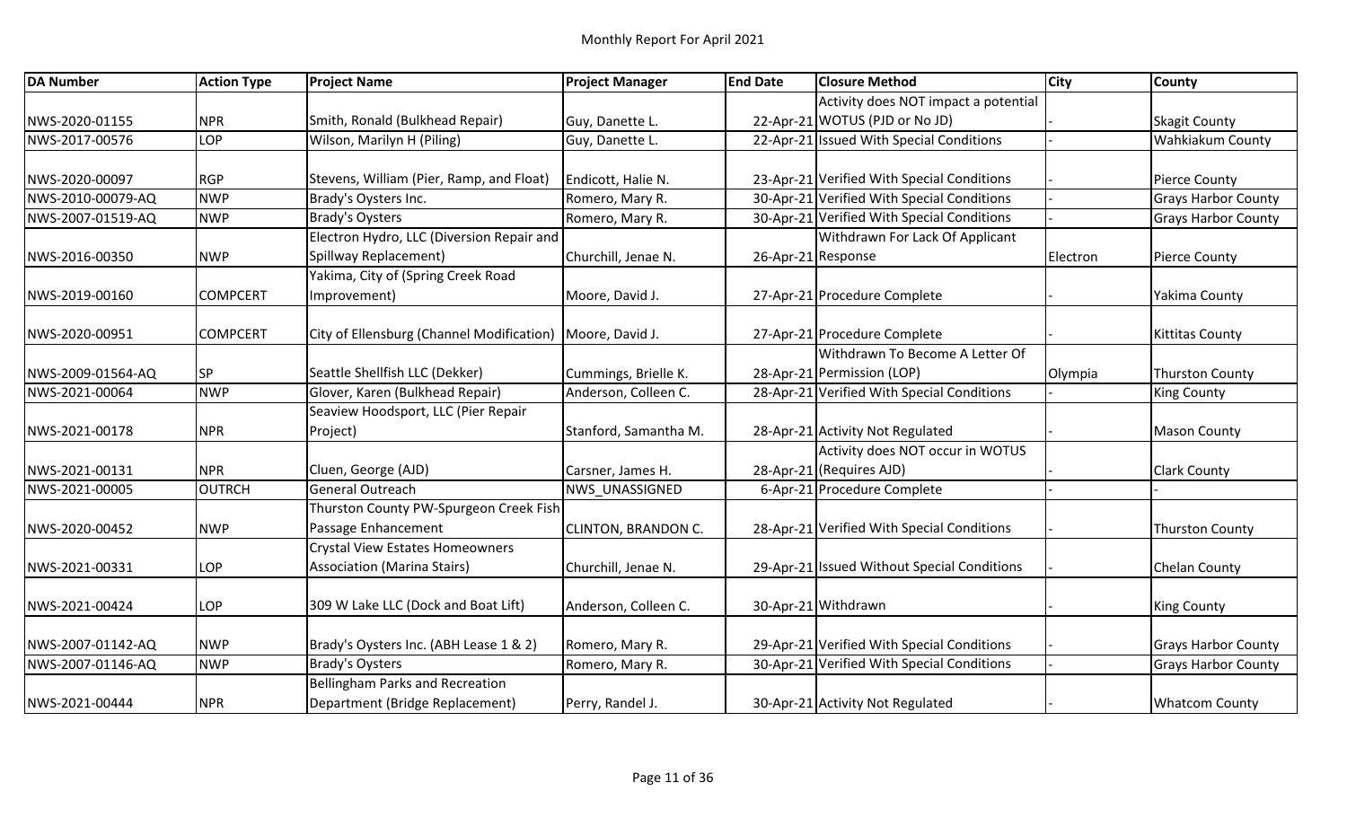## Monthly Report For April 2021

| DA Number | Action Type | Project Name | Project Manager | End Date | Closure Method | City | County |
|---|---|---|---|---|---|---|---|
| NWS-2020-01155 | NPR | Smith, Ronald (Bulkhead Repair) | Guy, Danette L. | 22-Apr-21 | Activity does NOT impact a potential WOTUS (PJD or No JD) | - | Skagit County |
| NWS-2017-00576 | LOP | Wilson, Marilyn H (Piling) | Guy, Danette L. | 22-Apr-21 | Issued With Special Conditions | - | Wahkiakum County |
| NWS-2020-00097 | RGP | Stevens, William (Pier, Ramp, and Float) | Endicott, Halie N. | 23-Apr-21 | Verified With Special Conditions | - | Pierce County |
| NWS-2010-00079-AQ | NWP | Brady's Oysters Inc. | Romero, Mary R. | 30-Apr-21 | Verified With Special Conditions | - | Grays Harbor County |
| NWS-2007-01519-AQ | NWP | Brady's Oysters | Romero, Mary R. | 30-Apr-21 | Verified With Special Conditions | - | Grays Harbor County |
| NWS-2016-00350 | NWP | Electron Hydro, LLC (Diversion Repair and Spillway Replacement) | Churchill, Jenae N. | 26-Apr-21 | Withdrawn For Lack Of Applicant Response | Electron | Pierce County |
| NWS-2019-00160 | COMPCERT | Yakima, City of (Spring Creek Road Improvement) | Moore, David J. | 27-Apr-21 | Procedure Complete | - | Yakima County |
| NWS-2020-00951 | COMPCERT | City of Ellensburg (Channel Modification) | Moore, David J. | 27-Apr-21 | Procedure Complete | - | Kittitas County |
| NWS-2009-01564-AQ | SP | Seattle Shellfish LLC (Dekker) | Cummings, Brielle K. | 28-Apr-21 | Withdrawn To Become A Letter Of Permission (LOP) | Olympia | Thurston County |
| NWS-2021-00064 | NWP | Glover, Karen (Bulkhead Repair) | Anderson, Colleen C. | 28-Apr-21 | Verified With Special Conditions | - | King County |
| NWS-2021-00178 | NPR | Seaview Hoodsport, LLC (Pier Repair Project) | Stanford, Samantha M. | 28-Apr-21 | Activity Not Regulated | - | Mason County |
| NWS-2021-00131 | NPR | Cluen, George (AJD) | Carsner, James H. | 28-Apr-21 | Activity does NOT occur in WOTUS (Requires AJD) | - | Clark County |
| NWS-2021-00005 | OUTRCH | General Outreach | NWS_UNASSIGNED | 6-Apr-21 | Procedure Complete | - | - |
| NWS-2020-00452 | NWP | Thurston County PW-Spurgeon Creek Fish Passage Enhancement | CLINTON, BRANDON C. | 28-Apr-21 | Verified With Special Conditions | - | Thurston County |
| NWS-2021-00331 | LOP | Crystal View Estates Homeowners Association (Marina Stairs) | Churchill, Jenae N. | 29-Apr-21 | Issued Without Special Conditions | - | Chelan County |
| NWS-2021-00424 | LOP | 309 W Lake LLC (Dock and Boat Lift) | Anderson, Colleen C. | 30-Apr-21 | Withdrawn | - | King County |
| NWS-2007-01142-AQ | NWP | Brady's Oysters Inc. (ABH Lease 1 & 2) | Romero, Mary R. | 29-Apr-21 | Verified With Special Conditions | - | Grays Harbor County |
| NWS-2007-01146-AQ | NWP | Brady's Oysters | Romero, Mary R. | 30-Apr-21 | Verified With Special Conditions | - | Grays Harbor County |
| NWS-2021-00444 | NPR | Bellingham Parks and Recreation Department (Bridge Replacement) | Perry, Randel J. | 30-Apr-21 | Activity Not Regulated | - | Whatcom County |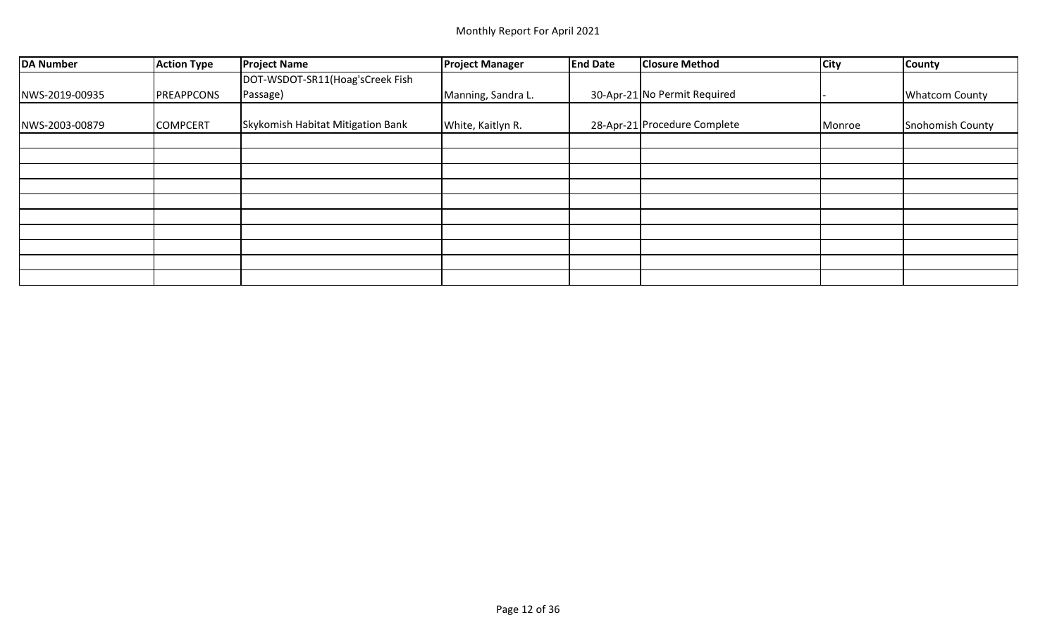Monthly Report For April 2021

| DA Number | Action Type | Project Name | Project Manager | End Date | Closure Method | City | County |
|---|---|---|---|---|---|---|---|
| NWS-2019-00935 | PREAPPCONS | DOT-WSDOT-SR11(Hoag'sCreek Fish Passage) | Manning, Sandra L. | 30-Apr-21 | No Permit Required | - | Whatcom County |
| NWS-2003-00879 | COMPCERT | Skykomish Habitat Mitigation Bank | White, Kaitlyn R. | 28-Apr-21 | Procedure Complete | Monroe | Snohomish County |
| | | | | | | | |
| | | | | | | | |
| | | | | | | | |
| | | | | | | | |
| | | | | | | | |
| | | | | | | | |
| | | | | | | | |
| | | | | | | | |
| | | | | | | | |
| | | | | | | | |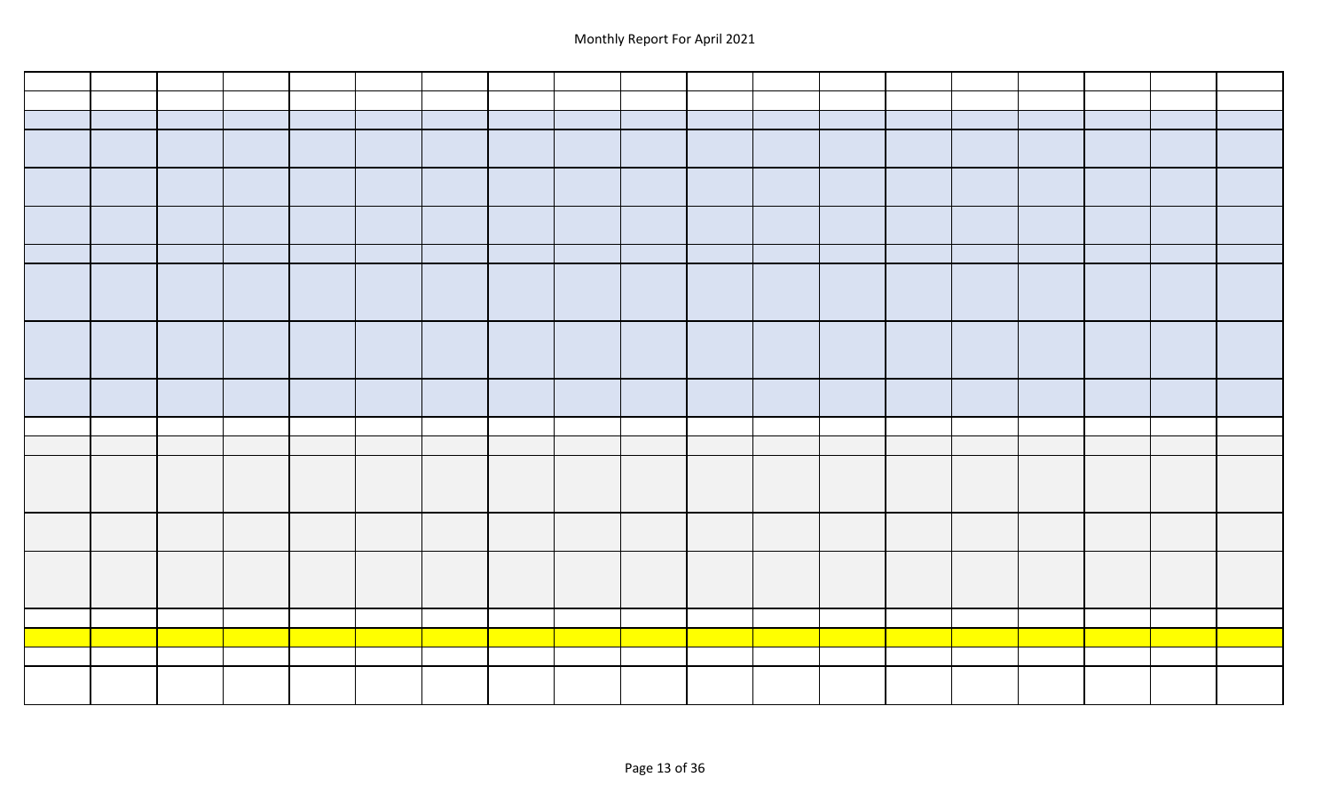# Monthly Report For April 2021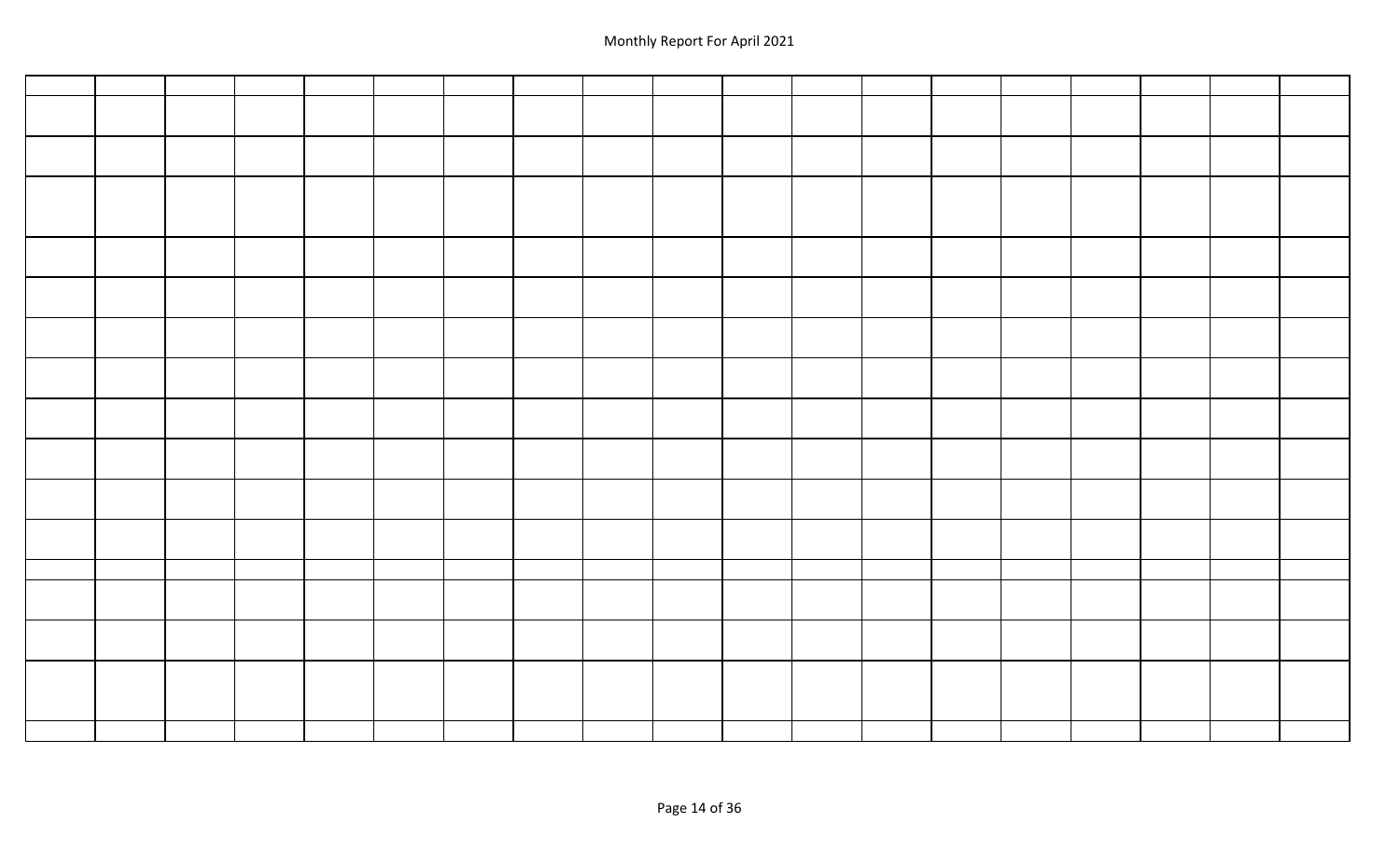Monthly Report For April 2021

| | | | | | | | | | | | | | | | | | | |
|---|---|---|---|---|---|---|---|---|---|---|---|---|---|---|---|---|---|---|
| | | | | | | | | | | | | | | | | | | |
| | | | | | | | | | | | | | | | | | | |
| | | | | | | | | | | | | | | | | | | |
| | | | | | | | | | | | | | | | | | | |
| | | | | | | | | | | | | | | | | | | |
| | | | | | | | | | | | | | | | | | | |
| | | | | | | | | | | | | | | | | | | |
| | | | | | | | | | | | | | | | | | | |
| | | | | | | | | | | | | | | | | | | |
| | | | | | | | | | | | | | | | | | | |
| | | | | | | | | | | | | | | | | | | |
| | | | | | | | | | | | | | | | | | | |
| | | | | | | | | | | | | | | | | | | |
| | | | | | | | | | | | | | | | | | | |
| | | | | | | | | | | | | | | | | | | |
| | | | | | | | | | | | | | | | | | | |